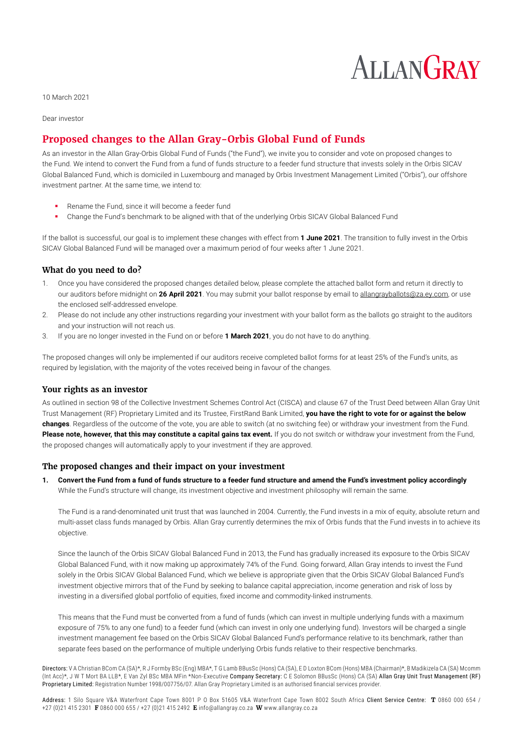ALLANGRAY

10 March 2021

Dear investor

# Proposed changes to the Allan Gray-Orbis Global Fund of Funds

As an investor in the Allan Gray-Orbis Global Fund of Funds ("the Fund"), we invite you to consider and vote on proposed changes to the Fund. We intend to convert the Fund from a fund of funds structure to a feeder fund structure that invests solely in the Orbis SICAV Global Balanced Fund, which is domiciled in Luxembourg and managed by Orbis Investment Management Limited ("Orbis"), our offshore investment partner. At the same time, we intend to:

- Rename the Fund, since it will become a feeder fund
- Change the Fund's benchmark to be aligned with that of the underlying Orbis SICAV Global Balanced Fund

If the ballot is successful, our goal is to implement these changes with effect from **1 June 2021**. The transition to fully invest in the Orbis SICAV Global Balanced Fund will be managed over a maximum period of four weeks after 1 June 2021.

## What do you need to do?

1. Once you have considered the proposed changes detailed below, please complete the attached ballot form and return it directly to our auditors before midnight on **26 April 2021**. You may submit your ballot response by email to allangrayballots@za.ey.com, or use the enclosed self-addressed envelope.
2. Please do not include any other instructions regarding your investment with your ballot form as the ballots go straight to the auditors and your instruction will not reach us.
3. If you are no longer invested in the Fund on or before **1 March 2021**, you do not have to do anything.

The proposed changes will only be implemented if our auditors receive completed ballot forms for at least 25% of the Fund's units, as required by legislation, with the majority of the votes received being in favour of the changes.

## Your rights as an investor

As outlined in section 98 of the Collective Investment Schemes Control Act (CISCA) and clause 67 of the Trust Deed between Allan Gray Unit Trust Management (RF) Proprietary Limited and its Trustee, FirstRand Bank Limited, **you have the right to vote for or against the below changes**. Regardless of the outcome of the vote, you are able to switch (at no switching fee) or withdraw your investment from the Fund. **Please note, however, that this may constitute a capital gains tax event.** If you do not switch or withdraw your investment from the Fund, the proposed changes will automatically apply to your investment if they are approved.

## The proposed changes and their impact on your investment

1. **Convert the Fund from a fund of funds structure to a feeder fund structure and amend the Fund's investment policy accordingly**
   While the Fund's structure will change, its investment objective and investment philosophy will remain the same.

   The Fund is a rand-denominated unit trust that was launched in 2004. Currently, the Fund invests in a mix of equity, absolute return and multi-asset class funds managed by Orbis. Allan Gray currently determines the mix of Orbis funds that the Fund invests in to achieve its objective.

   Since the launch of the Orbis SICAV Global Balanced Fund in 2013, the Fund has gradually increased its exposure to the Orbis SICAV Global Balanced Fund, with it now making up approximately 74% of the Fund. Going forward, Allan Gray intends to invest the Fund solely in the Orbis SICAV Global Balanced Fund, which we believe is appropriate given that the Orbis SICAV Global Balanced Fund's investment objective mirrors that of the Fund by seeking to balance capital appreciation, income generation and risk of loss by investing in a diversified global portfolio of equities, fixed income and commodity-linked instruments.

   This means that the Fund must be converted from a fund of funds (which can invest in multiple underlying funds with a maximum exposure of 75% to any one fund) to a feeder fund (which can invest in only one underlying fund). Investors will be charged a single investment management fee based on the Orbis SICAV Global Balanced Fund's performance relative to its benchmark, rather than separate fees based on the performance of multiple underlying Orbis funds relative to their respective benchmarks.

Directors: V A Christian BCom CA (SA)\*, R J Formby BSc (Eng) MBA\*, T G Lamb BBusSc (Hons) CA (SA), E D Loxton BCom (Hons) MBA (Chairman)\*, B Madikizela CA (SA) Mcomm (Int Acc)\*, J W T Mort BA LLB\*, E Van Zyl BSc MBA MFin \*Non-Executive Company Secretary: C E Solomon BBusSc (Hons) CA (SA) Allan Gray Unit Trust Management (RF) Proprietary Limited: Registration Number 1998/007756/07. Allan Gray Proprietary Limited is an authorised financial services provider.

Address: 1 Silo Square V&A Waterfront Cape Town 8001 P O Box 51605 V&A Waterfront Cape Town 8002 South Africa Client Service Centre: **T** 0860 000 654 / +27 (0)21 415 2301 **F** 0860 000 655 / +27 (0)21 415 2492 **E** info@allangray.co.za **W** www.allangray.co.za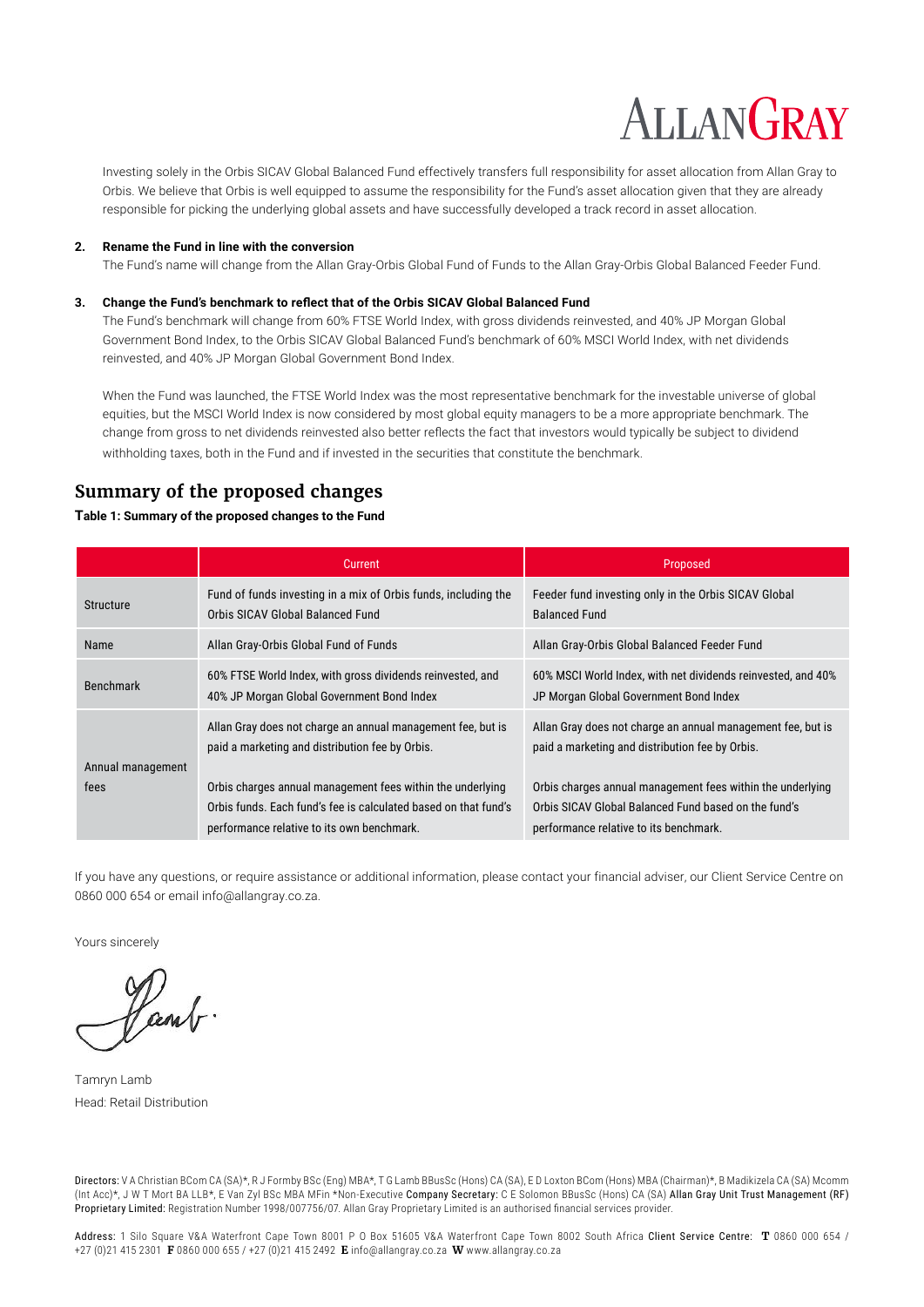Investing solely in the Orbis SICAV Global Balanced Fund effectively transfers full responsibility for asset allocation from Allan Gray to Orbis. We believe that Orbis is well equipped to assume the responsibility for the Fund's asset allocation given that they are already responsible for picking the underlying global assets and have successfully developed a track record in asset allocation.

**2. Rename the Fund in line with the conversion**

The Fund's name will change from the Allan Gray-Orbis Global Fund of Funds to the Allan Gray-Orbis Global Balanced Feeder Fund.

**3. Change the Fund's benchmark to reflect that of the Orbis SICAV Global Balanced Fund**

The Fund's benchmark will change from 60% FTSE World Index, with gross dividends reinvested, and 40% JP Morgan Global Government Bond Index, to the Orbis SICAV Global Balanced Fund's benchmark of 60% MSCI World Index, with net dividends reinvested, and 40% JP Morgan Global Government Bond Index.

When the Fund was launched, the FTSE World Index was the most representative benchmark for the investable universe of global equities, but the MSCI World Index is now considered by most global equity managers to be a more appropriate benchmark. The change from gross to net dividends reinvested also better reflects the fact that investors would typically be subject to dividend withholding taxes, both in the Fund and if invested in the securities that constitute the benchmark.

## Summary of the proposed changes

**Table 1: Summary of the proposed changes to the Fund**

| | Current | Proposed |
|---|---|---|
| Structure | Fund of funds investing in a mix of Orbis funds, including the Orbis SICAV Global Balanced Fund | Feeder fund investing only in the Orbis SICAV Global Balanced Fund |
| Name | Allan Gray-Orbis Global Fund of Funds | Allan Gray-Orbis Global Balanced Feeder Fund |
| Benchmark | 60% FTSE World Index, with gross dividends reinvested, and 40% JP Morgan Global Government Bond Index | 60% MSCI World Index, with net dividends reinvested, and 40% JP Morgan Global Government Bond Index |
| Annual management fees | Allan Gray does not charge an annual management fee, but is paid a marketing and distribution fee by Orbis.<br><br>Orbis charges annual management fees within the underlying Orbis funds. Each fund's fee is calculated based on that fund's performance relative to its own benchmark. | Allan Gray does not charge an annual management fee, but is paid a marketing and distribution fee by Orbis.<br><br>Orbis charges annual management fees within the underlying Orbis SICAV Global Balanced Fund based on the fund's performance relative to its benchmark. |

If you have any questions, or require assistance or additional information, please contact your financial adviser, our Client Service Centre on 0860 000 654 or email info@allangray.co.za.

Yours sincerely

Tamryn Lamb
Head: Retail Distribution

Directors: V A Christian BCom CA (SA)*, R J Formby BSc (Eng) MBA*, T G Lamb BBusSc (Hons) CA (SA), E D Loxton BCom (Hons) MBA (Chairman)*, B Madikizela CA (SA) Mcomm (Int Acc)*, J W T Mort BA LLB*, E Van Zyl BSc MBA MFin *Non-Executive Company Secretary: C E Solomon BBusSc (Hons) CA (SA) Allan Gray Unit Trust Management (RF) Proprietary Limited: Registration Number 1998/007756/07. Allan Gray Proprietary Limited is an authorised financial services provider.

Address: 1 Silo Square V&A Waterfront Cape Town 8001 P O Box 51605 V&A Waterfront Cape Town 8002 South Africa Client Service Centre: T 0860 000 654 / +27 (0)21 415 2301 F 0860 000 655 / +27 (0)21 415 2492 E info@allangray.co.za W www.allangray.co.za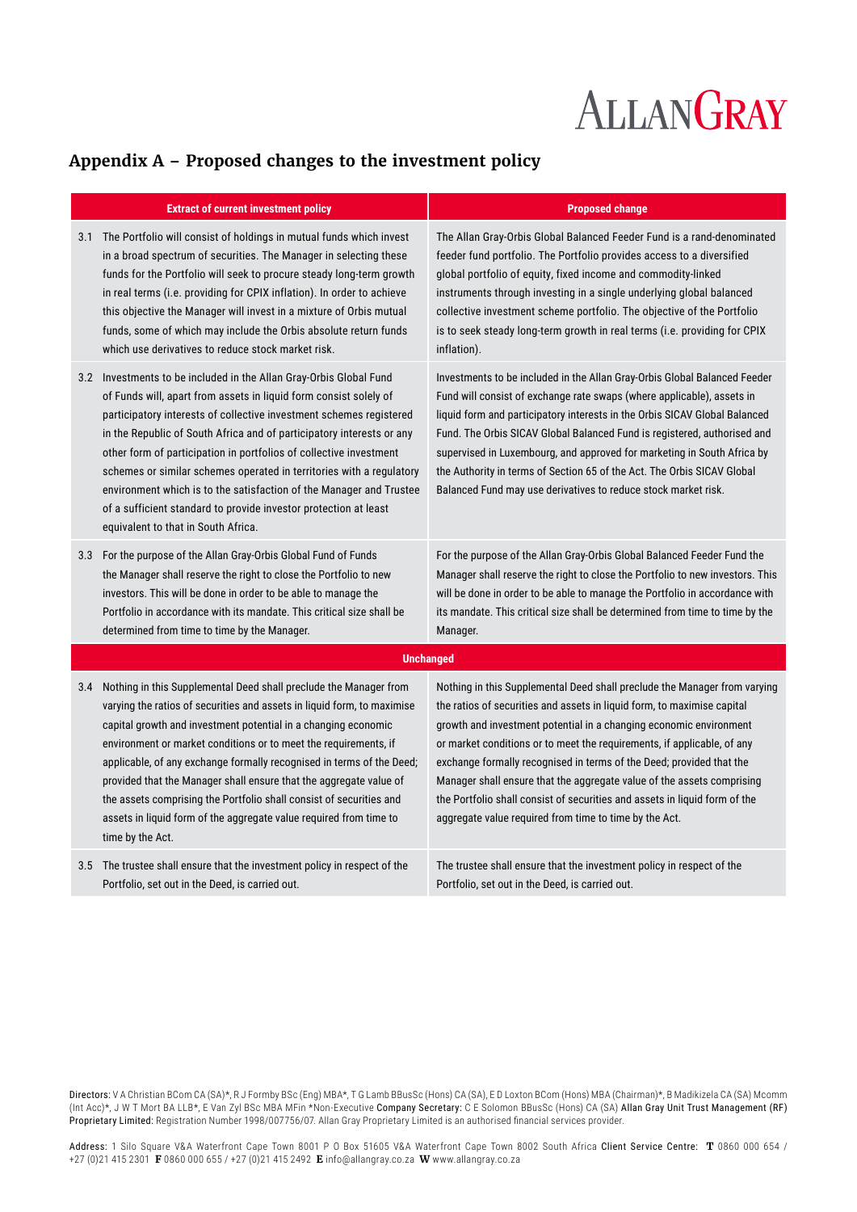## Appendix A – Proposed changes to the investment policy

| Extract of current investment policy | Proposed change |
| --- | --- |
| 3.1 The Portfolio will consist of holdings in mutual funds which invest in a broad spectrum of securities. The Manager in selecting these funds for the Portfolio will seek to procure steady long-term growth in real terms (i.e. providing for CPIX inflation). In order to achieve this objective the Manager will invest in a mixture of Orbis mutual funds, some of which may include the Orbis absolute return funds which use derivatives to reduce stock market risk. | The Allan Gray-Orbis Global Balanced Feeder Fund is a rand-denominated feeder fund portfolio. The Portfolio provides access to a diversified global portfolio of equity, fixed income and commodity-linked instruments through investing in a single underlying global balanced collective investment scheme portfolio. The objective of the Portfolio is to seek steady long-term growth in real terms (i.e. providing for CPIX inflation). |
| 3.2 Investments to be included in the Allan Gray-Orbis Global Fund of Funds will, apart from assets in liquid form consist solely of participatory interests of collective investment schemes registered in the Republic of South Africa and of participatory interests or any other form of participation in portfolios of collective investment schemes or similar schemes operated in territories with a regulatory environment which is to the satisfaction of the Manager and Trustee of a sufficient standard to provide investor protection at least equivalent to that in South Africa. | Investments to be included in the Allan Gray-Orbis Global Balanced Feeder Fund will consist of exchange rate swaps (where applicable), assets in liquid form and participatory interests in the Orbis SICAV Global Balanced Fund. The Orbis SICAV Global Balanced Fund is registered, authorised and supervised in Luxembourg, and approved for marketing in South Africa by the Authority in terms of Section 65 of the Act. The Orbis SICAV Global Balanced Fund may use derivatives to reduce stock market risk. |
| 3.3 For the purpose of the Allan Gray-Orbis Global Fund of Funds the Manager shall reserve the right to close the Portfolio to new investors. This will be done in order to be able to manage the Portfolio in accordance with its mandate. This critical size shall be determined from time to time by the Manager. | For the purpose of the Allan Gray-Orbis Global Balanced Feeder Fund the Manager shall reserve the right to close the Portfolio to new investors. This will be done in order to be able to manage the Portfolio in accordance with its mandate. This critical size shall be determined from time to time by the Manager. |
| **Unchanged** | |
| 3.4 Nothing in this Supplemental Deed shall preclude the Manager from varying the ratios of securities and assets in liquid form, to maximise capital growth and investment potential in a changing economic environment or market conditions or to meet the requirements, if applicable, of any exchange formally recognised in terms of the Deed; provided that the Manager shall ensure that the aggregate value of the assets comprising the Portfolio shall consist of securities and assets in liquid form of the aggregate value required from time to time by the Act. | Nothing in this Supplemental Deed shall preclude the Manager from varying the ratios of securities and assets in liquid form, to maximise capital growth and investment potential in a changing economic environment or market conditions or to meet the requirements, if applicable, of any exchange formally recognised in terms of the Deed; provided that the Manager shall ensure that the aggregate value of the assets comprising the Portfolio shall consist of securities and assets in liquid form of the aggregate value required from time to time by the Act. |
| 3.5 The trustee shall ensure that the investment policy in respect of the Portfolio, set out in the Deed, is carried out. | The trustee shall ensure that the investment policy in respect of the Portfolio, set out in the Deed, is carried out. |

Directors: V A Christian BCom CA (SA)*, R J Formby BSc (Eng) MBA*, T G Lamb BBusSc (Hons) CA (SA), E D Loxton BCom (Hons) MBA (Chairman)*, B Madikizela CA (SA) Mcomm (Int Acc)*, J W T Mort BA LLB*, E Van Zyl BSc MBA MFin *Non-Executive Company Secretary: C E Solomon BBusSc (Hons) CA (SA) Allan Gray Unit Trust Management (RF) Proprietary Limited: Registration Number 1998/007756/07. Allan Gray Proprietary Limited is an authorised financial services provider.

Address: 1 Silo Square V&A Waterfront Cape Town 8001 P O Box 51605 V&A Waterfront Cape Town 8002 South Africa Client Service Centre: **T** 0860 000 654 / +27 (0)21 415 2301 **F** 0860 000 655 / +27 (0)21 415 2492 **E** info@allangray.co.za **W** www.allangray.co.za